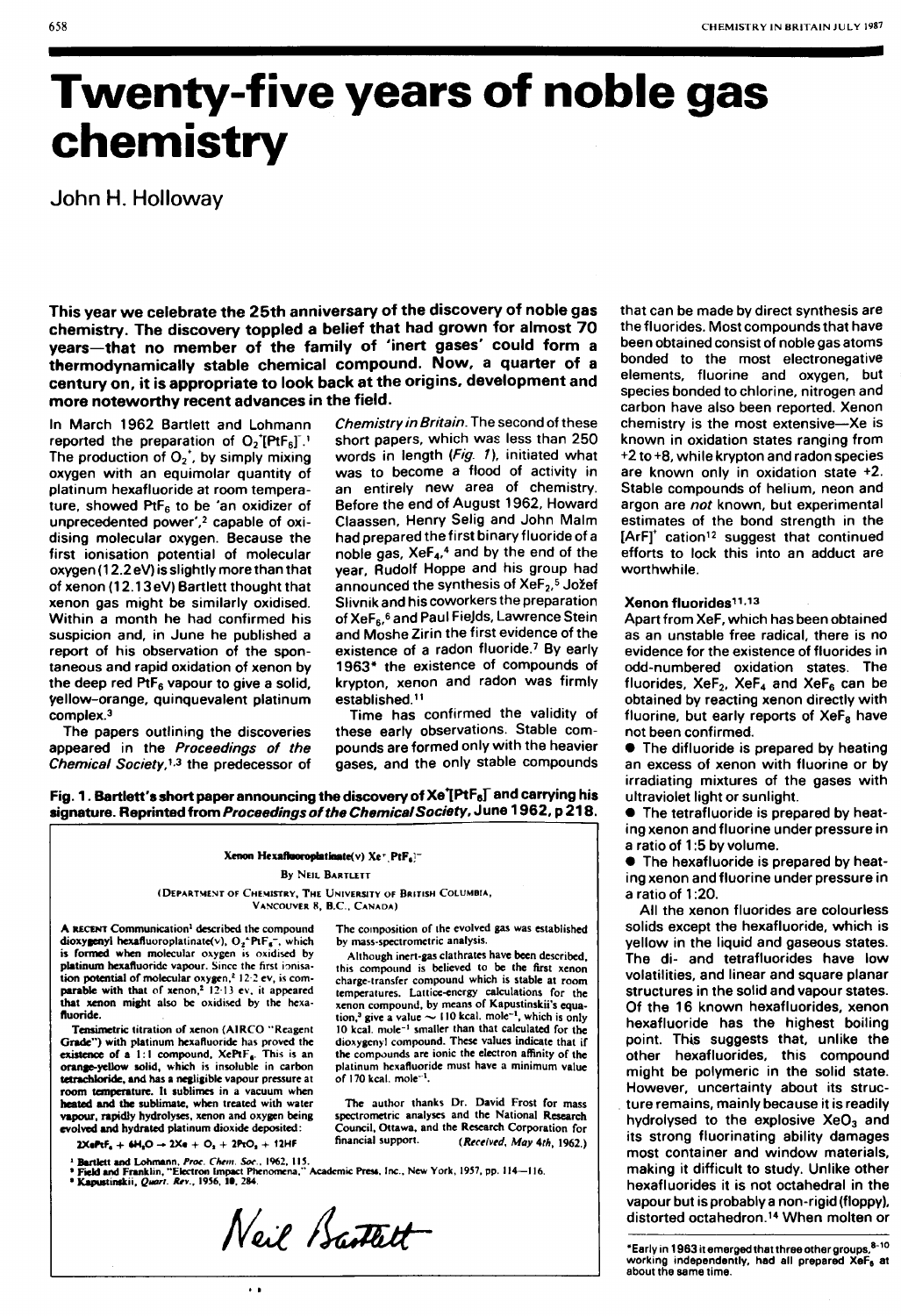# Twenty-five years of noble gas chemistry

John H. Holloway

**This year we celebrate the 25th anniversary of the discovery of noble gas chemistry. The discovery toppled a belief that had grown for almost 70 years—that no member of the family of 'inert gases' could form a thermodynamically stable chemical compound. Now, a quarter of a century on, it is appropriate to look back at the origins, development and more noteworthy recent advances in the field.**

In March 1962 Bartlett and Lohmann reported the preparation of $O_2^+[PtF_6]^-$.[1] The production of $O_2^+$, by simply mixing oxygen with an equimolar quantity of platinum hexafluoride at room temperature, showed $PtF_6$ to be 'an oxidizer of unprecedented power',[2] capable of oxidising molecular oxygen. Because the first ionisation potential of molecular oxygen (12.2 eV) is slightly more than that of xenon (12.13 eV) Bartlett thought that xenon gas might be similarly oxidised. Within a month he had confirmed his suspicion and, in June he published a report of his observation of the spontaneous and rapid oxidation of xenon by the deep red $PtF_6$ vapour to give a solid, yellow-orange, quinquevalent platinum complex.[3]

The papers outlining the discoveries appeared in the *Proceedings of the Chemical Society*,[1,3] the predecessor of *Chemistry in Britain*. The second of these short papers, which was less than 250 words in length (*Fig. 1*), initiated what was to become a flood of activity in an entirely new area of chemistry. Before the end of August 1962, Howard Claassen, Henry Selig and John Malm had prepared the first binary fluoride of a noble gas, $XeF_4$,[4] and by the end of the year, Rudolf Hoppe and his group had announced the synthesis of $XeF_2$.[5] Jožef Slivnik and his coworkers the preparation of $XeF_6$,[6] and Paul Fields, Lawrence Stein and Moshe Zirin the first evidence of the existence of a radon fluoride.[7] By early 1963* the existence of compounds of krypton, xenon and radon was firmly established.[11]

Time has confirmed the validity of these early observations. Stable compounds are formed only with the heavier gases, and the only stable compounds that can be made by direct synthesis are the fluorides. Most compounds that have been obtained consist of noble gas atoms bonded to the most electronegative elements, fluorine and oxygen, but species bonded to chlorine, nitrogen and carbon have also been reported. Xenon chemistry is the most extensive—Xe is known in oxidation states ranging from +2 to +8, while krypton and radon species are known only in oxidation state +2. Stable compounds of helium, neon and argon are *not* known, but experimental estimates of the bond strength in the $[ArF]^+$ cation[12] suggest that continued efforts to lock this into an adduct are worthwhile.

**Fig. 1. Bartlett's short paper announcing the discovery of $Xe^+[PtF_6]^-$ and carrying his signature. Reprinted from *Proceedings of the Chemical Society*, June 1962, p 218.**

> **Xenon Hexafluoroplatinate(V) $Xe^+[PtF_6]^-$**
>
> By Neil Bartlett
>
> (Department of Chemistry, The University of British Columbia, Vancouver 8, B.C., Canada)
>
> A recent Communication[1] described the compound dioxygenyl hexafluoroplatinate(V), $O_2^+PtF_6^-$, which is formed when molecular oxygen is oxidised by platinum hexafluoride vapour. Since the first ionisation potential of molecular oxygen,[2] 12·2 ev, is comparable with that of xenon,[2] 12·13 ev, it appeared that xenon might also be oxidised by the hexafluoride.
>
> Tensimetric titration of xenon (AIRCO "Reagent Grade") with platinum hexafluoride has proved the existence of a 1:1 compound, $XePtF_6$. This is an orange-yellow solid, which is insoluble in carbon tetrachloride, and has a negligible vapour pressure at room temperature. It sublimes in a vacuum when heated and the sublimate, when treated with water vapour, rapidly hydrolyses, xenon and oxygen being evolved and hydrated platinum dioxide deposited:
>
> $$2XePtF_6 + 6H_2O \rightarrow 2Xe + O_2 + 2PtO_2 + 12HF$$
>
> The composition of the evolved gas was established by mass-spectrometric analysis.
>
> Although inert-gas clathrates have been described, this compound is believed to be the first xenon charge-transfer compound which is stable at room temperatures. Lattice-energy calculations for the xenon compound, by means of Kapustinskii's equation,[3] give a value ~ 110 kcal. mole$^{-1}$, which is only 10 kcal. mole$^{-1}$ smaller than that calculated for the dioxygenyl compound. These values indicate that if the compounds are ionic the electron affinity of the platinum hexafluoride must have a minimum value of 170 kcal. mole$^{-1}$.
>
> The author thanks Dr. David Frost for mass spectrometric analyses and the National Research Council, Ottawa, and the Research Corporation for financial support. (*Received, May 4th, 1962.*)
>
> [1] Bartlett and Lohmann, *Proc. Chem. Soc.*, 1962, 115.
> [2] Field and Franklin, "Electron Impact Phenomena," Academic Press, Inc., New York, 1957, pp. 114—116.
> [3] Kapustinskii, *Quart. Rev.*, 1956, **10**, 284.
>
> *Neil Bartlett*

### Xenon fluorides[11,13]

Apart from XeF, which has been obtained as an unstable free radical, there is no evidence for the existence of fluorides in odd-numbered oxidation states. The fluorides, $XeF_2$, $XeF_4$ and $XeF_6$ can be obtained by reacting xenon directly with fluorine, but early reports of $XeF_8$ have not been confirmed.

- The difluoride is prepared by heating an excess of xenon with fluorine or by irradiating mixtures of the gases with ultraviolet light or sunlight.
- The tetrafluoride is prepared by heating xenon and fluorine under pressure in a ratio of 1:5 by volume.
- The hexafluoride is prepared by heating xenon and fluorine under pressure in a ratio of 1:20.

All the xenon fluorides are colourless solids except the hexafluoride, which is yellow in the liquid and gaseous states. The di- and tetrafluorides have low volatilities, and linear and square planar structures in the solid and vapour states. Of the 16 known hexafluorides, xenon hexafluoride has the highest boiling point. This suggests that, unlike the other hexafluorides, this compound might be polymeric in the solid state. However, uncertainty about its structure remains, mainly because it is readily hydrolysed to the explosive $XeO_3$ and its strong fluorinating ability damages most container and window materials, making it difficult to study. Unlike other hexafluorides it is not octahedral in the vapour but is probably a non-rigid (floppy), distorted octahedron.[14] When molten or

*Early in 1963 it emerged that three other groups,[8-10] working independently, had all prepared $XeF_4$ at about the same time.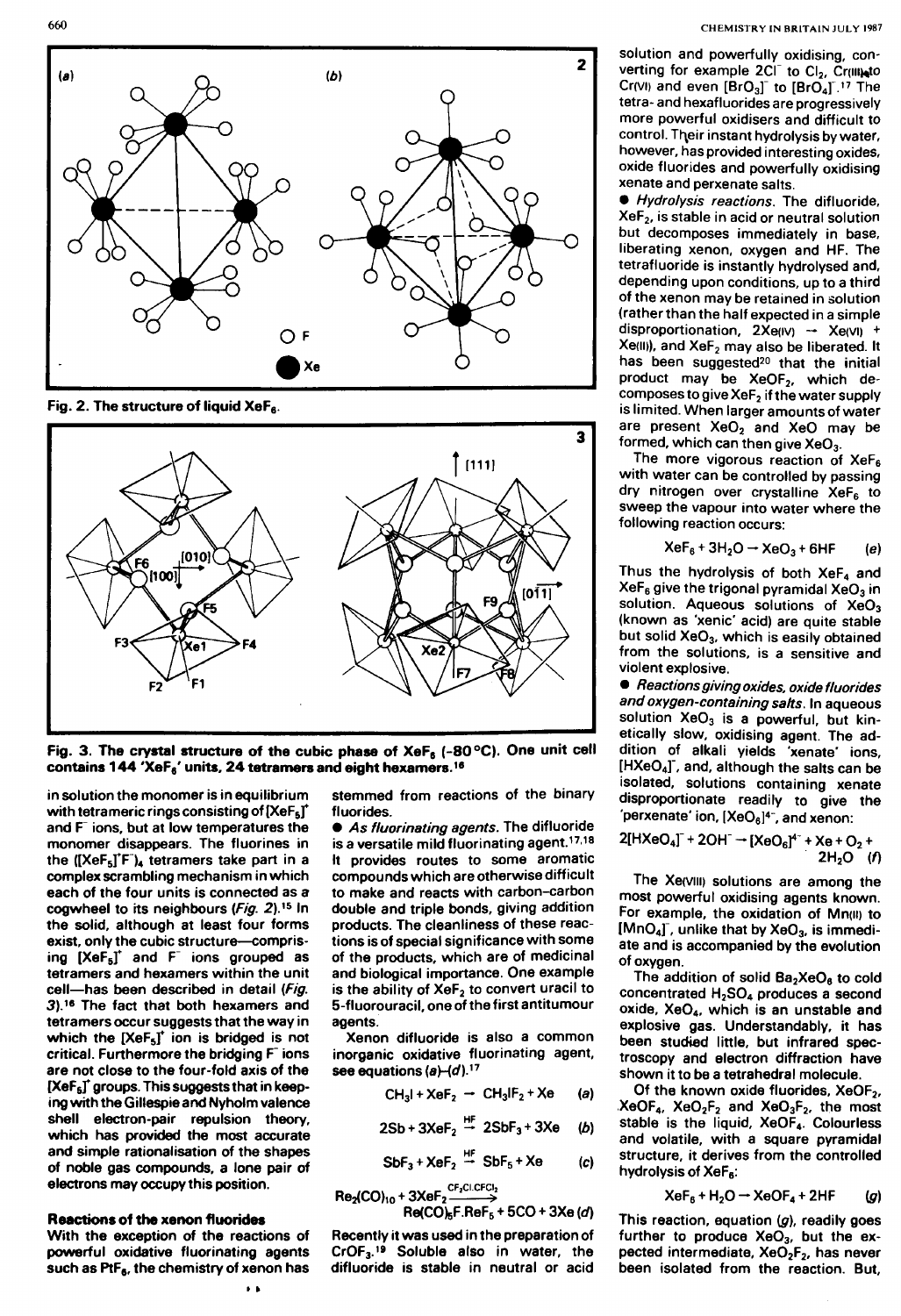Fig. 2. The structure of liquid $XeF_6$.

Fig. 3. The crystal structure of the cubic phase of $XeF_6$ (-80 °C). One unit cell contains 144 '$XeF_6$' units, 24 tetramers and eight hexamers.[16]

in solution the monomer is in equilibrium with tetrameric rings consisting of $[XeF_5]^+$ and $F^-$ ions, but at low temperatures the monomer disappears. The fluorines in the $([XeF_5]^+F^-)_4$ tetramers take part in a complex scrambling mechanism in which each of the four units is connected as a cogwheel to its neighbours (*Fig. 2*).[15] In the solid, although at least four forms exist, only the cubic structure—comprising $[XeF_5]^+$ and $F^-$ ions grouped as tetramers and hexamers within the unit cell—has been described in detail (*Fig. 3*).[16] The fact that both hexamers and tetramers occur suggests that the way in which the $[XeF_5]^+$ ion is bridged is not critical. Furthermore the bridging $F^-$ ions are not close to the four-fold axis of the $[XeF_5]^+$ groups. This suggests that in keeping with the Gillespie and Nyholm valence shell electron-pair repulsion theory, which has provided the most accurate and simple rationalisation of the shapes of noble gas compounds, a lone pair of electrons may occupy this position.

## Reactions of the xenon fluorides

With the exception of the reactions of powerful oxidative fluorinating agents such as $PtF_6$, the chemistry of xenon has stemmed from reactions of the binary fluorides.

- *As fluorinating agents.* The difluoride is a versatile mild fluorinating agent.[17,18] It provides routes to some aromatic compounds which are otherwise difficult to make and reacts with carbon-carbon double and triple bonds, giving addition products. The cleanliness of these reactions is of special significance with some of the products, which are of medicinal and biological importance. One example is the ability of $XeF_2$ to convert uracil to 5-fluorouracil, one of the first antitumour agents.

Xenon difluoride is also a common inorganic oxidative fluorinating agent, see equations (*a*)-(*d*).[17]

$$CH_3I + XeF_2 \rightarrow CH_3IF_2 + Xe \quad (a)$$

$$2Sb + 3XeF_2 \xrightarrow{HF} 2SbF_3 + 3Xe \quad (b)$$

$$SbF_3 + XeF_2 \xrightarrow{HF} SbF_5 + Xe \quad (c)$$

$$Re_2(CO)_{10} + 3XeF_2 \xrightarrow{CF_2Cl.CFCl_2} Re(CO)_5F.ReF_5 + 5CO + 3Xe \quad (d)$$

Recently it was used in the preparation of $CrOF_3$.[19] Soluble also in water, the difluoride is stable in neutral or acid solution and powerfully oxidising, converting for example $2Cl^-$ to $Cl_2$, Cr(III) to Cr(VI) and even $[BrO_3]^-$ to $[BrO_4]^-$.[17] The tetra- and hexafluorides are progressively more powerful oxidisers and difficult to control. Their instant hydrolysis by water, however, has provided interesting oxides, oxide fluorides and powerfully oxidising xenate and perxenate salts.

- *Hydrolysis reactions.* The difluoride, $XeF_2$, is stable in acid or neutral solution but decomposes immediately in base, liberating xenon, oxygen and HF. The tetrafluoride is instantly hydrolysed and, depending upon conditions, up to a third of the xenon may be retained in solution (rather than the half expected in a simple disproportionation, 2Xe(IV) → Xe(VI) + Xe(II)), and $XeF_2$ may also be liberated. It has been suggested[20] that the initial product may be $XeOF_2$, which decomposes to give $XeF_2$ if the water supply is limited. When larger amounts of water are present $XeO_2$ and XeO may be formed, which can then give $XeO_3$.

The more vigorous reaction of $XeF_6$ with water can be controlled by passing dry nitrogen over crystalline $XeF_6$ to sweep the vapour into water where the following reaction occurs:

$$XeF_6 + 3H_2O \rightarrow XeO_3 + 6HF \quad (e)$$

Thus the hydrolysis of both $XeF_4$ and $XeF_6$ give the trigonal pyramidal $XeO_3$ in solution. Aqueous solutions of $XeO_3$ (known as 'xenic' acid) are quite stable but solid $XeO_3$, which is easily obtained from the solutions, is a sensitive and violent explosive.

- *Reactions giving oxides, oxide fluorides and oxygen-containing salts.* In aqueous solution $XeO_3$ is a powerful, but kinetically slow, oxidising agent. The addition of alkali yields 'xenate' ions, $[HXeO_4]^-$, and, although the salts can be isolated, solutions containing xenate disproportionate readily to give the 'perxenate' ion, $[XeO_6]^{4-}$, and xenon:

$$2[HXeO_4]^- + 2OH^- \rightarrow [XeO_6]^{4-} + Xe + O_2 + 2H_2O \quad (f)$$

The Xe(VIII) solutions are among the most powerful oxidising agents known. For example, the oxidation of Mn(II) to $[MnO_4]^-$, unlike that by $XeO_3$, is immediate and is accompanied by the evolution of oxygen.

The addition of solid $Ba_2XeO_6$ to cold concentrated $H_2SO_4$ produces a second oxide, $XeO_4$, which is an unstable and explosive gas. Understandably, it has been studied little, but infrared spectroscopy and electron diffraction have shown it to be a tetrahedral molecule.

Of the known oxide fluorides, $XeOF_2$, $XeOF_4$, $XeO_2F_2$ and $XeO_3F_2$, the most stable is the liquid, $XeOF_4$. Colourless and volatile, with a square pyramidal structure, it derives from the controlled hydrolysis of $XeF_6$:

$$XeF_6 + H_2O \rightarrow XeOF_4 + 2HF \quad (g)$$

This reaction, equation (*g*), readily goes further to produce $XeO_3$, but the expected intermediate, $XeO_2F_2$, has never been isolated from the reaction. But,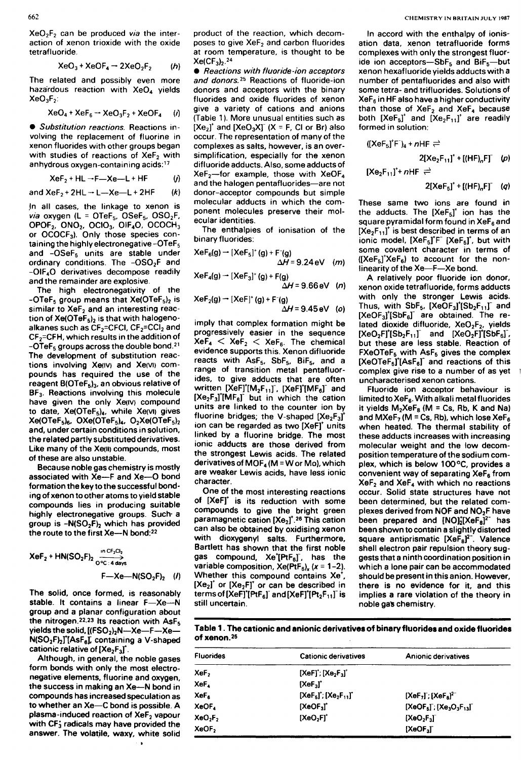$XeO_2F_2$ can be produced *via* the interaction of xenon trioxide with the oxide tetrafluoride.

$$XeO_3 + XeOF_4 \rightarrow 2XeO_2F_2 \qquad (h)$$

The related and possibly even more hazardous reaction with $XeO_4$ yields $XeO_3F_2$:

$$XeO_4 + XeF_6 \rightarrow XeO_3F_2 + XeOF_4 \qquad (i)$$

● *Substitution reactions.* Reactions involving the replacement of fluorine in xenon fluorides with other groups began with studies of reactions of $XeF_2$ with anhydrous oxygen-containing acids:[17]

$$XeF_2 + HL \rightarrow F{-}Xe{-}L + HF \qquad (j)$$

$$\text{and } XeF_2 + 2HL \rightarrow L{-}Xe{-}L + 2HF \qquad (k)$$

In all cases, the linkage to xenon is *via* oxygen (L = $OTeF_5$, $OSeF_5$, $OSO_2F$, $OPOF_2$, $ONO_2$, $OClO_3$, $OIF_4O$, $OCOCH_3$ or $OCOCF_3$). Only those species containing the highly electronegative $-OTeF_5$ and $-OSeF_5$ units are stable under ordinary conditions. The $-OSO_2F$ and $-OIF_4O$ derivatives decompose readily and the remainder are explosive.

The high electronegativity of the $-OTeF_5$ group means that $Xe(OTeF_5)_2$ is similar to $XeF_2$ and an interesting reaction of $Xe(OTeF_5)_2$ is that with halogenoalkanes such as $CF_2{=}CFCl$, $CF_2{=}CCl_2$ and $CF_2{=}CFH$, which results in the addition of $-OTeF_5$ groups across the double bond.[21] The development of substitution reactions involving Xe(IV) and Xe(VI) compounds has required the use of the reagent $B(OTeF_5)_3$, an obvious relative of $BF_3$. Reactions involving this molecule have given the only Xe(IV) compound to date, $Xe(OTeF_5)_4$, while Xe(VI) gives $Xe(OTeF_5)_6$, $OXe(OTeF_5)_4$, $O_2Xe(OTeF_5)_2$ and, under certain conditions in solution, the related partly substituted derivatives. Like many of the Xe(II) compounds, most of these are also unstable.

Because noble gas chemistry is mostly associated with Xe—F and Xe—O bond formation the key to the successful bonding of xenon to other atoms to yield stable compounds lies in producing suitable highly electronegative groups. Such a group is $-N(SO_2F)_2$ which has provided the route to the first Xe—N bond:[22]

$$XeF_2 + HN(SO_2F)_2 \xrightarrow[0^\circ C;\ 4\ days]{in\ CF_2Cl_2} F{-}Xe{-}N(SO_2F)_2 \qquad (l)$$

The solid, once formed, is reasonably stable. It contains a linear F—Xe—N group and a planar configuration about the nitrogen.[22,23] Its reaction with $AsF_5$ yields the solid, $[(FSO_2)_2N{-}Xe{-}F{-}Xe{-}N(SO_2F)_2]^+[AsF_6]^-$, containing a V-shaped cationic relative of $[Xe_2F_3]^+$.

Although, in general, the noble gases form bonds with only the most electronegative elements, fluorine and oxygen, the success in making an Xe—N bond in compounds has increased speculation as to whether an Xe—C bond is possible. A plasma-induced reaction of $XeF_2$ vapour with $CF_3^{\cdot}$ radicals may have provided the answer. The volatile, waxy, white solid product of the reaction, which decomposes to give $XeF_2$ and carbon fluorides at room temperature, is thought to be $Xe(CF_3)_2$.[24]

● *Reactions with fluoride-ion acceptors and donors.*[25] Reactions of fluoride-ion donors and acceptors with the binary fluorides and oxide fluorides of xenon give a variety of cations and anions (Table 1). More unusual entities such as $[Xe_2]^+$ and $[XeO_3X]^-$ (X = F, Cl or Br) also occur. The representation of many of the complexes as salts, however, is an oversimplification, especially for the xenon difluoride adducts. Also, some adducts of $XeF_2$—for example, those with $XeOF_4$ and the halogen pentafluorides—are not donor-acceptor compounds but simple molecular adducts in which the component molecules preserve their molecular identities.

The enthalpies of ionisation of the binary fluorides:

$$XeF_6(g) \rightarrow [XeF_5]^+(g) + F^-(g) \qquad \Delta H = 9.24\,eV \qquad (m)$$

$$XeF_4(g) \rightarrow [XeF_3]^+(g) + F(g) \qquad \Delta H = 9.66\,eV \qquad (n)$$

$$XeF_2(g) \rightarrow [XeF]^+(g) + F^-(g) \qquad \Delta H = 9.45\,eV \qquad (o)$$

imply that complex formation might be progressively easier in the sequence $XeF_4 < XeF_2 < XeF_6$. The chemical evidence supports this. Xenon difluoride reacts with $AsF_5$, $SbF_5$, $BiF_5$, and a range of transition metal pentafluorides, to give adducts that are often written $[XeF]^+[M_2F_{11}]^-$, $[XeF]^+[MF_6]^-$ and $[Xe_2F_3]^+[MF_6]^-$ but in which the cation units are linked to the counter ion by fluorine bridges; the V-shaped $[Xe_2F_3]^+$ ion can be regarded as two $[XeF]^+$ units linked by a fluorine bridge. The most ionic adducts are those derived from the strongest Lewis acids. The related derivatives of $MOF_4$ (M = W or Mo), which are weaker Lewis acids, have less ionic character.

One of the most interesting reactions of $[XeF]^+$ is its reduction with some compounds to give the bright green paramagnetic cation $[Xe_2]^+$.[26] This cation can also be obtained by oxidising xenon with dioxygenyl salts. Furthermore, Bartlett has shown that the first noble gas compound, $Xe^+[PtF_6]^-$, has the variable composition, $Xe(PtF_6)_x$ (x = 1–2). Whether this compound contains $Xe^+$, $[Xe_2]^+$ or $[Xe_2F]^+$ or can be described in terms of $[XeF]^+[PtF_6]^-$ and $[XeF]^+[Pt_2F_{11}]^-$ is still uncertain.

In accord with the enthalpy of ionisation data, xenon tetrafluoride forms complexes with only the strongest fluoride ion acceptors—$SbF_5$ and $BiF_5$—but xenon hexafluoride yields adducts with a number of pentafluorides and also with some tetra- and trifluorides. Solutions of $XeF_6$ in HF also have a higher conductivity than those of $XeF_2$ and $XeF_4$ because both $[XeF_5]^+$ and $[Xe_2F_{11}]^+$ are readily formed in solution:

$$([XeF_5]^+F^-)_4 + nHF \rightleftharpoons 2[Xe_2F_{11}]^+ + [(HF)_nF]^- \qquad (p)$$

$$[Xe_2F_{11}]^+ + nHF \rightleftharpoons 2[XeF_5]^+ + [(HF)_nF]^- \qquad (q)$$

These same two ions are found in the adducts. The $[XeF_5]^+$ ion has the square pyramidal form found in $XeF_6$ and $[Xe_2F_{11}]^+$ is best described in terms of an ionic model, $[XeF_5]^+F^-[XeF_5]^+$, but with some covalent character in terms of $([XeF_5]^+XeF_6)$ to account for the non-linearity of the Xe—F—Xe bond.

A relatively poor fluoride ion donor, xenon oxide tetrafluoride, forms adducts with only the stronger Lewis acids. Thus, with $SbF_5$, $[XeOF_3]^+[Sb_2F_{11}]^-$ and $[XeOF_3]^+[SbF_6]^-$ are obtained. The related dioxide difluoride, $XeO_2F_2$, yields $[XeO_2F]^+[Sb_2F_{11}]^-$ and $[XeO_2F]^+[SbF_6]^-$, but these are less stable. Reaction of $FXeOTeF_5$ with $AsF_5$ gives the complex $[XeOTeF_5]^+[AsF_6]^-$ and reactions of this complex give rise to a number of as yet uncharacterised xenon cations.

Fluoride ion acceptor behaviour is limited to $XeF_6$. With alkali metal fluorides it yields $M_2XeF_8$ (M = Cs, Rb, K and Na) and $MXeF_7$ (M = Cs, Rb), which lose $XeF_6$ when heated. The thermal stability of these adducts increases with increasing molecular weight and the low decomposition temperature of the sodium complex, which is below 100°C, provides a convenient way of separating $XeF_6$ from $XeF_2$ and $XeF_4$ with which no reactions occur. Solid state structures have not been determined, but the related complexes derived from NOF and $NO_2F$ have been prepared and $[NO]_2^+[XeF_8]^{2-}$ has been shown to contain a slightly distorted square antiprismatic $[XeF_8]^{2-}$. Valence shell electron pair repulsion theory suggests that a ninth coordination position in which a lone pair can be accommodated should be present in this anion. However, there is no evidence for it, and this implies a rare violation of the theory in noble gas chemistry.

**Table 1. The cationic and anionic derivatives of binary fluorides and oxide fluorides of xenon.[25]**

| Fluorides | Cationic derivatives | Anionic derivatives |
|---|---|---|
| $XeF_2$ | $[XeF]^+$; $[Xe_2F_3]^+$ | |
| $XeF_4$ | $[XeF_3]^+$ | |
| $XeF_6$ | $[XeF_5]^+$; $[Xe_2F_{11}]^+$ | $[XeF_7]^-$; $[XeF_8]^{2-}$ |
| $XeOF_4$ | $[XeOF_3]^+$ | $[XeOF_5]^-$; $[Xe_3O_3F_{13}]^-$ |
| $XeO_2F_2$ | $[XeO_2F]^+$ | $[XeO_2F_3]^-$ |
| $XeOF_2$ | | $[XeOF_3]^-$ |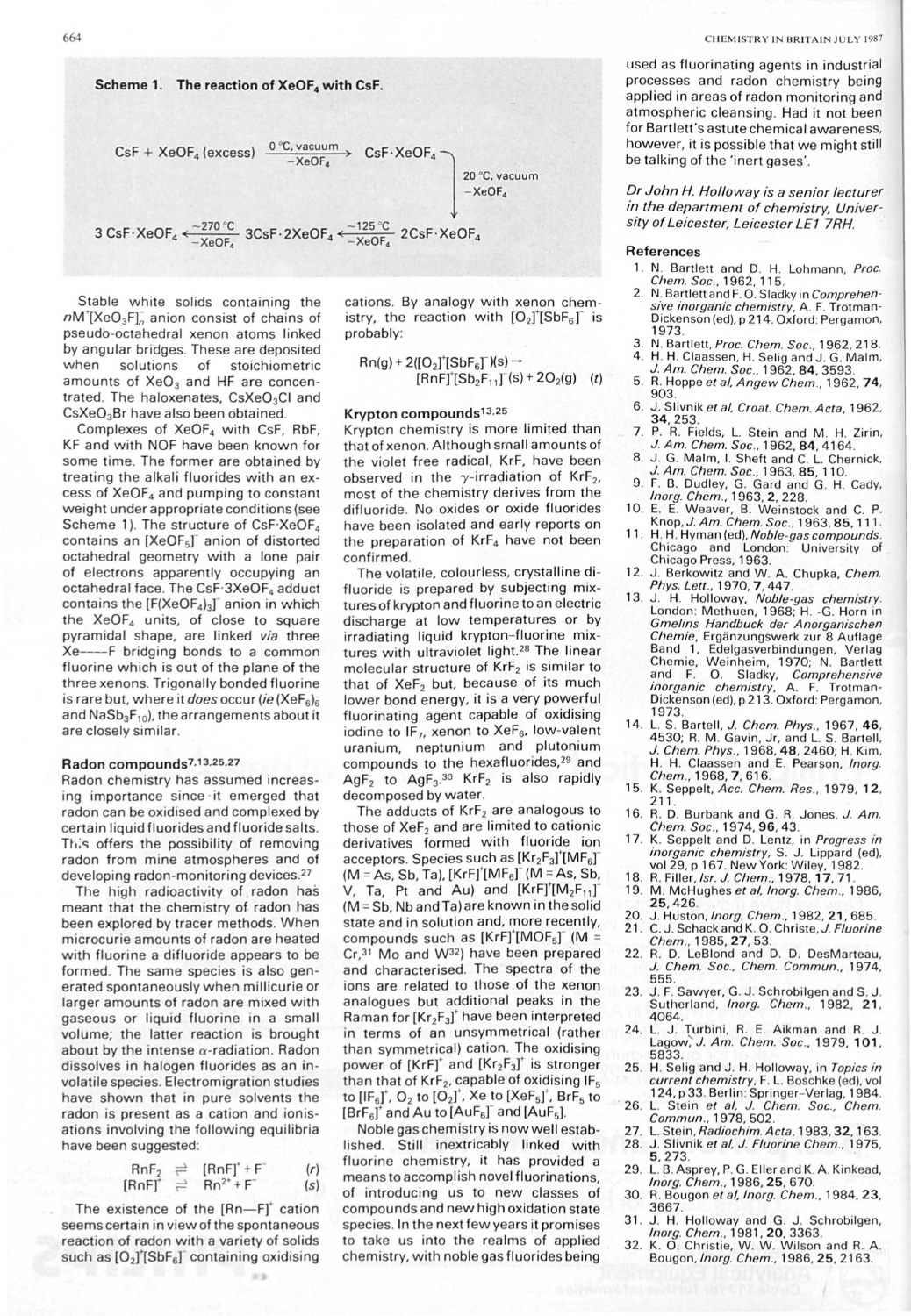**Scheme 1. The reaction of $XeOF_4$ with CsF.**

$$CsF + XeOF_4\,(excess) \xrightarrow[-XeOF_4]{0\,°C,\ vacuum} CsF \cdot XeOF_4$$

$$CsF \cdot XeOF_4 \xrightarrow[-XeOF_4]{20\,°C,\ vacuum} 2CsF \cdot XeOF_4$$

$$3\,CsF \cdot XeOF_4 \xleftarrow[-XeOF_4]{\sim 270\,°C} 3CsF \cdot 2XeOF_4 \xleftarrow[-XeOF_4]{\sim 125\,°C} 2CsF \cdot XeOF_4$$

Stable white solids containing the $nM^+[XeO_3F]_n^-$ anion consist of chains of pseudo-octahedral xenon atoms linked by angular bridges. These are deposited when solutions of stoichiometric amounts of $XeO_3$ and HF are concentrated. The haloxenates, $CsXeO_3Cl$ and $CsXeO_3Br$ have also been obtained.

Complexes of $XeOF_4$ with CsF, RbF, KF and with NOF have been known for some time. The former are obtained by treating the alkali fluorides with an excess of $XeOF_4$ and pumping to constant weight under appropriate conditions (see Scheme 1). The structure of $CsF \cdot XeOF_4$ contains an $[XeOF_5]^-$ anion of distorted octahedral geometry with a lone pair of electrons apparently occupying an octahedral face. The $CsF \cdot 3XeOF_4$ adduct contains the $[F(XeOF_4)_3]^-$ anion in which the $XeOF_4$ units, of close to square pyramidal shape, are linked *via* three Xe----F bridging bonds to a common fluorine which is out of the plane of the three xenons. Trigonally bonded fluorine is rare but, where it *does* occur (*ie* $(XeF_6)_6$ and $NaSb_3F_{10}$), the arrangements about it are closely similar.

## Radon compounds[7,13,25,27]

Radon chemistry has assumed increasing importance since it emerged that radon can be oxidised and complexed by certain liquid fluorides and fluoride salts. This offers the possibility of removing radon from mine atmospheres and of developing radon-monitoring devices.[27]

The high radioactivity of radon has meant that the chemistry of radon has been explored by tracer methods. When microcurie amounts of radon are heated with fluorine a difluoride appears to be formed. The same species is also generated spontaneously when millicurie or larger amounts of radon are mixed with gaseous or liquid fluorine in a small volume; the latter reaction is brought about by the intense $\alpha$-radiation. Radon dissolves in halogen fluorides as an involatile species. Electromigration studies have shown that in pure solvents the radon is present as a cation and ionisations involving the following equilibria have been suggested:

$$RnF_2 \rightleftharpoons [RnF]^+ + F^- \qquad (r)$$

$$[RnF]^+ \rightleftharpoons Rn^{2+} + F^- \qquad (s)$$

The existence of the $[Rn{-}F]^+$ cation seems certain in view of the spontaneous reaction of radon with a variety of solids such as $[O_2]^+[SbF_6]^-$ containing oxidising cations. By analogy with xenon chemistry, the reaction with $[O_2]^+[SbF_6]^-$ is probably:

$$Rn(g) + 2([O_2]^+[SbF_6]^-)(s) \rightarrow [RnF]^+[Sb_2F_{11}]^-(s) + 2O_2(g) \qquad (t)$$

## Krypton compounds[13,25]

Krypton chemistry is more limited than that of xenon. Although small amounts of the violet free radical, KrF, have been observed in the $\gamma$-irradiation of $KrF_2$, most of the chemistry derives from the difluoride. No oxides or oxide fluorides have been isolated and early reports on the preparation of $KrF_4$ have not been confirmed.

The volatile, colourless, crystalline difluoride is prepared by subjecting mixtures of krypton and fluorine to an electric discharge at low temperatures or by irradiating liquid krypton–fluorine mixtures with ultraviolet light.[28] The linear molecular structure of $KrF_2$ is similar to that of $XeF_2$ but, because of its much lower bond energy, it is a very powerful fluorinating agent capable of oxidising iodine to $IF_7$, xenon to $XeF_6$, low-valent uranium, neptunium and plutonium compounds to the hexafluorides,[29] and $AgF_2$ to $AgF_3$.[30] $KrF_2$ is also rapidly decomposed by water.

The adducts of $KrF_2$ are analogous to those of $XeF_2$ and are limited to cationic derivatives formed with fluoride ion acceptors. Species such as $[Kr_2F_3]^+[MF_6]^-$ (M = As, Sb, Ta), $[KrF]^+[MF_6]^-$ (M = As, Sb, V, Ta, Pt and Au) and $[KrF]^+[M_2F_{11}]^-$ (M = Sb, Nb and Ta) are known in the solid state and in solution and, more recently, compounds such as $[KrF]^+[MOF_5]^-$ (M = Cr,[31] Mo and W[32]) have been prepared and characterised. The spectra of the ions are related to those of the xenon analogues but additional peaks in the Raman for $[Kr_2F_3]^+$ have been interpreted in terms of an unsymmetrical (rather than symmetrical) cation. The oxidising power of $[KrF]^+$ and $[Kr_2F_3]^+$ is stronger than that of $KrF_2$, capable of oxidising $IF_5$ to $[IF_6]^+$, $O_2$ to $[O_2]^+$, Xe to $[XeF_5]^+$, $BrF_5$ to $[BrF_6]^+$ and Au to $[AuF_6]^-$ and $[AuF_5]$.

Noble gas chemistry is now well established. Still inextricably linked with fluorine chemistry, it has provided a means to accomplish novel fluorinations, of introducing us to new classes of compounds and new high oxidation state species. In the next few years it promises to take us into the realms of applied chemistry, with noble gas fluorides being used as fluorinating agents in industrial processes and radon chemistry being applied in areas of radon monitoring and atmospheric cleansing. Had it not been for Bartlett's astute chemical awareness, however, it is possible that we might still be talking of the 'inert gases'.

*Dr John H. Holloway is a senior lecturer in the department of chemistry, University of Leicester, Leicester LE1 7RH.*

## References

1. N. Bartlett and D. H. Lohmann, *Proc. Chem. Soc.*, 1962, 115.
2. N. Bartlett and F. O. Sladky in *Comprehensive inorganic chemistry*, A. F. Trotman-Dickenson (ed), p 214. Oxford: Pergamon, 1973.
3. N. Bartlett, *Proc. Chem. Soc.*, 1962, 218.
4. H. H. Claassen, H. Selig and J. G. Malm, *J. Am. Chem. Soc.*, 1962, **84**, 3593.
5. R. Hoppe *et al*, *Angew Chem.*, 1962, **74**, 903.
6. J. Slivnik *et al*, *Croat. Chem. Acta*, 1962, **34**, 253.
7. P. R. Fields, L. Stein and M. H. Zirin, *J. Am. Chem. Soc.*, 1962, **84**, 4164.
8. J. G. Malm, I. Sheft and C. L. Chernick, *J. Am. Chem. Soc.*, 1963, **85**, 110.
9. F. B. Dudley, G. Gard and G. H. Cady, *Inorg. Chem.*, 1963, **2**, 228.
10. E. E. Weaver, B. Weinstock and C. P. Knop, *J. Am. Chem. Soc.*, 1963, **85**, 111.
11. H. H. Hyman (ed), *Noble-gas compounds*. Chicago and London: University of Chicago Press, 1963.
12. J. Berkowitz and W. A. Chupka, *Chem. Phys. Lett.*, 1970, **7**, 447.
13. J. H. Holloway, *Noble-gas chemistry*. London: Methuen, 1968; H. -G. Horn in *Gmelins Handbuck der Anorganischen Chemie*, Ergänzungswerk zur 8 Auflage Band 1, Edelgasverbindungen, Verlag Chemie, Weinheim, 1970; N. Bartlett and F. O. Sladky, *Comprehensive inorganic chemistry*, A. F. Trotman-Dickenson (ed), p 213. Oxford: Pergamon, 1973.
14. L. S. Bartell, *J. Chem. Phys.*, 1967, **46**, 4530; R. M. Gavin, Jr, and L. S. Bartell, *J. Chem. Phys.*, 1968, **48**, 2460; H. Kim, H. H. Claassen and E. Pearson, *Inorg. Chem.*, 1968, **7**, 616.
15. K. Seppelt, *Acc. Chem. Res.*, 1979, **12**, 211.
16. R. D. Burbank and G. R. Jones, *J. Am. Chem. Soc.*, 1974, **96**, 43.
17. K. Seppelt and D. Lentz, in *Progress in inorganic chemistry*, S. J. Lippard (ed), vol 29, p 167. New York: Wiley, 1982.
18. R. Filler, *Isr. J. Chem.*, 1978, **17**, 71.
19. M. McHughes *et al*, *Inorg. Chem.*, 1986, **25**, 426.
20. J. Huston, *Inorg. Chem.*, 1982, **21**, 685.
21. C. J. Schack and K. O. Christe, *J. Fluorine Chem.*, 1985, **27**, 53.
22. R. D. LeBlond and D. D. DesMarteau, *J. Chem. Soc., Chem. Commun.*, 1974, 555.
23. J. F. Sawyer, G. J. Schrobilgen and S. J. Sutherland, *Inorg. Chem.*, 1982, **21**, 4064.
24. L. J. Turbini, R. E. Aikman and R. J. Lagow, *J. Am. Chem. Soc.*, 1979, **101**, 5833.
25. H. Selig and J. H. Holloway, in *Topics in current chemistry*, F. L. Boschke (ed), vol 124, p 33. Berlin: Springer-Verlag, 1984.
26. L. Stein *et al*, *J. Chem. Soc., Chem. Commun.*, 1978, 502.
27. L. Stein, *Radiochim. Acta*, 1983, **32**, 163.
28. J. Slivnik *et al*, *J. Fluorine Chem.*, 1975, **5**, 273.
29. L. B. Asprey, P. G. Eller and K. A. Kinkead, *Inorg. Chem.*, 1986, **25**, 670.
30. R. Bougon *et al*, *Inorg. Chem.*, 1984, **23**, 3667.
31. J. H. Holloway and G. J. Schrobilgen, *Inorg. Chem.*, 1981, **20**, 3363.
32. K. O. Christie, W. W. Wilson and R. A. Bougon, *Inorg. Chem.*, 1986, **25**, 2163.